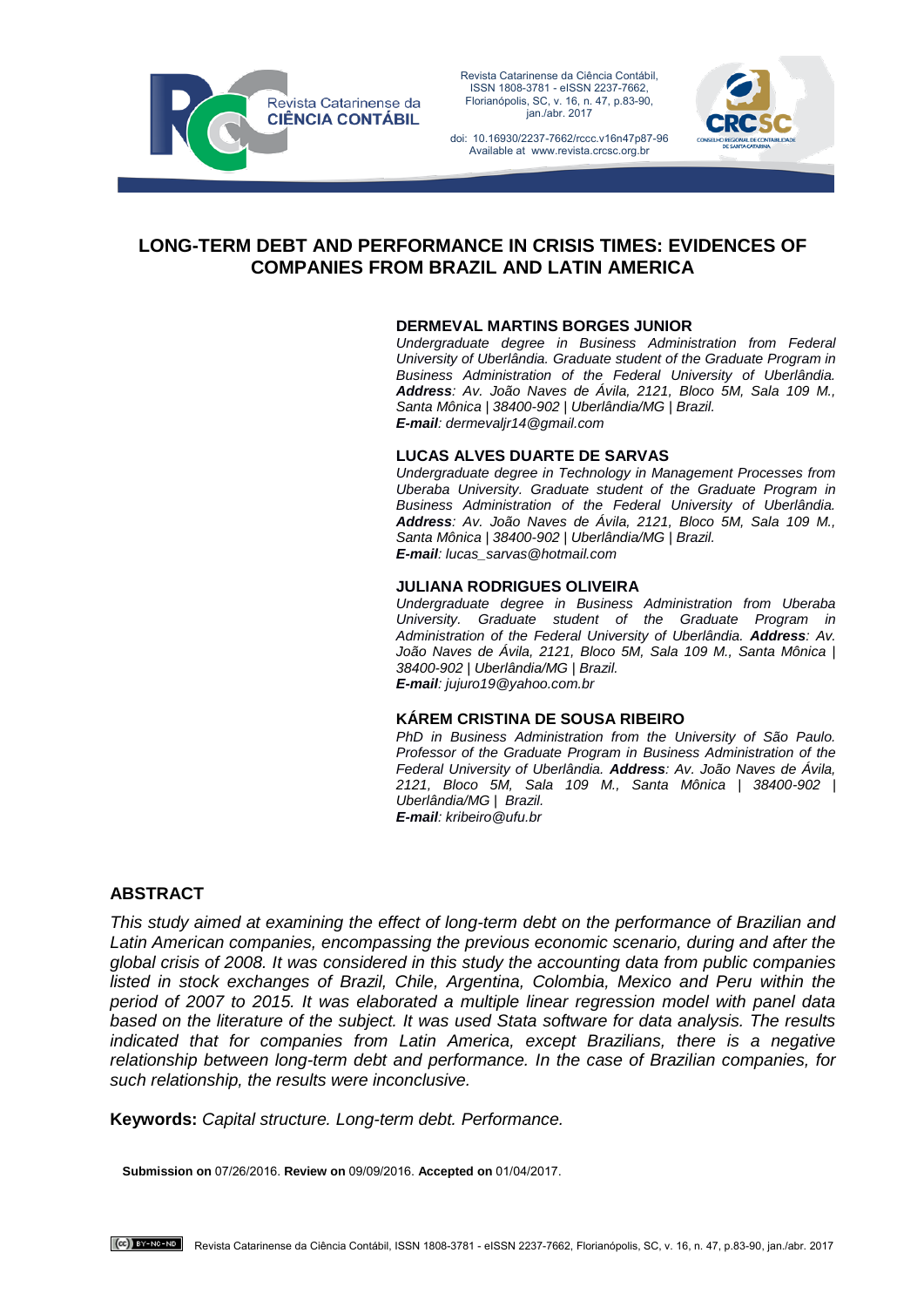# LONG-TERM DEBT AND PERFORMANCE IN CRISIS TIMES: EVIDENCES OF COMPANIES FROM BRAZIL AND LATIN AMERICA

**DERMEVAL MARTINS BORGES JUNIOR**
*Undergraduate degree in Business Administration from Federal University of Uberlândia. Graduate student of the Graduate Program in Business Administration of the Federal University of Uberlândia.* ***Address****: Av. João Naves de Ávila, 2121, Bloco 5M, Sala 109 M., Santa Mônica | 38400-902 | Uberlândia/MG | Brazil.*
***E-mail****: dermevaljr14@gmail.com*

**LUCAS ALVES DUARTE DE SARVAS**
*Undergraduate degree in Technology in Management Processes from Uberaba University. Graduate student of the Graduate Program in Business Administration of the Federal University of Uberlândia.* ***Address****: Av. João Naves de Ávila, 2121, Bloco 5M, Sala 109 M., Santa Mônica | 38400-902 | Uberlândia/MG | Brazil.*
***E-mail****: lucas_sarvas@hotmail.com*

**JULIANA RODRIGUES OLIVEIRA**
*Undergraduate degree in Business Administration from Uberaba University. Graduate student of the Graduate Program in Administration of the Federal University of Uberlândia.* ***Address****: Av. João Naves de Ávila, 2121, Bloco 5M, Sala 109 M., Santa Mônica | 38400-902 | Uberlândia/MG | Brazil.*
***E-mail****: jujuro19@yahoo.com.br*

**KÁREM CRISTINA DE SOUSA RIBEIRO**
*PhD in Business Administration from the University of São Paulo. Professor of the Graduate Program in Business Administration of the Federal University of Uberlândia.* ***Address****: Av. João Naves de Ávila, 2121, Bloco 5M, Sala 109 M., Santa Mônica | 38400-902 | Uberlândia/MG | Brazil.*
***E-mail****: kribeiro@ufu.br*

## ABSTRACT

*This study aimed at examining the effect of long-term debt on the performance of Brazilian and Latin American companies, encompassing the previous economic scenario, during and after the global crisis of 2008. It was considered in this study the accounting data from public companies listed in stock exchanges of Brazil, Chile, Argentina, Colombia, Mexico and Peru within the period of 2007 to 2015. It was elaborated a multiple linear regression model with panel data based on the literature of the subject. It was used Stata software for data analysis. The results indicated that for companies from Latin America, except Brazilians, there is a negative relationship between long-term debt and performance. In the case of Brazilian companies, for such relationship, the results were inconclusive.*

**Keywords:** *Capital structure. Long-term debt. Performance.*

**Submission on** 07/26/2016. **Review on** 09/09/2016. **Accepted on** 01/04/2017.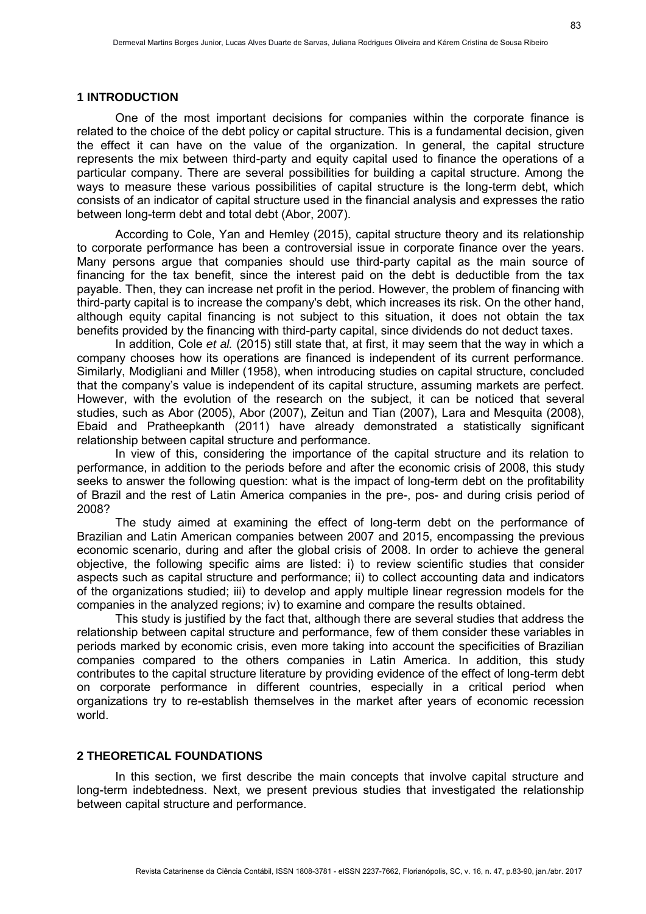## 1 INTRODUCTION

One of the most important decisions for companies within the corporate finance is related to the choice of the debt policy or capital structure. This is a fundamental decision, given the effect it can have on the value of the organization. In general, the capital structure represents the mix between third-party and equity capital used to finance the operations of a particular company. There are several possibilities for building a capital structure. Among the ways to measure these various possibilities of capital structure is the long-term debt, which consists of an indicator of capital structure used in the financial analysis and expresses the ratio between long-term debt and total debt (Abor, 2007).

According to Cole, Yan and Hemley (2015), capital structure theory and its relationship to corporate performance has been a controversial issue in corporate finance over the years. Many persons argue that companies should use third-party capital as the main source of financing for the tax benefit, since the interest paid on the debt is deductible from the tax payable. Then, they can increase net profit in the period. However, the problem of financing with third-party capital is to increase the company's debt, which increases its risk. On the other hand, although equity capital financing is not subject to this situation, it does not obtain the tax benefits provided by the financing with third-party capital, since dividends do not deduct taxes.

In addition, Cole *et al.* (2015) still state that, at first, it may seem that the way in which a company chooses how its operations are financed is independent of its current performance. Similarly, Modigliani and Miller (1958), when introducing studies on capital structure, concluded that the company's value is independent of its capital structure, assuming markets are perfect. However, with the evolution of the research on the subject, it can be noticed that several studies, such as Abor (2005), Abor (2007), Zeitun and Tian (2007), Lara and Mesquita (2008), Ebaid and Pratheepkanth (2011) have already demonstrated a statistically significant relationship between capital structure and performance.

In view of this, considering the importance of the capital structure and its relation to performance, in addition to the periods before and after the economic crisis of 2008, this study seeks to answer the following question: what is the impact of long-term debt on the profitability of Brazil and the rest of Latin America companies in the pre-, pos- and during crisis period of 2008?

The study aimed at examining the effect of long-term debt on the performance of Brazilian and Latin American companies between 2007 and 2015, encompassing the previous economic scenario, during and after the global crisis of 2008. In order to achieve the general objective, the following specific aims are listed: i) to review scientific studies that consider aspects such as capital structure and performance; ii) to collect accounting data and indicators of the organizations studied; iii) to develop and apply multiple linear regression models for the companies in the analyzed regions; iv) to examine and compare the results obtained.

This study is justified by the fact that, although there are several studies that address the relationship between capital structure and performance, few of them consider these variables in periods marked by economic crisis, even more taking into account the specificities of Brazilian companies compared to the others companies in Latin America. In addition, this study contributes to the capital structure literature by providing evidence of the effect of long-term debt on corporate performance in different countries, especially in a critical period when organizations try to re-establish themselves in the market after years of economic recession world.

## 2 THEORETICAL FOUNDATIONS

In this section, we first describe the main concepts that involve capital structure and long-term indebtedness. Next, we present previous studies that investigated the relationship between capital structure and performance.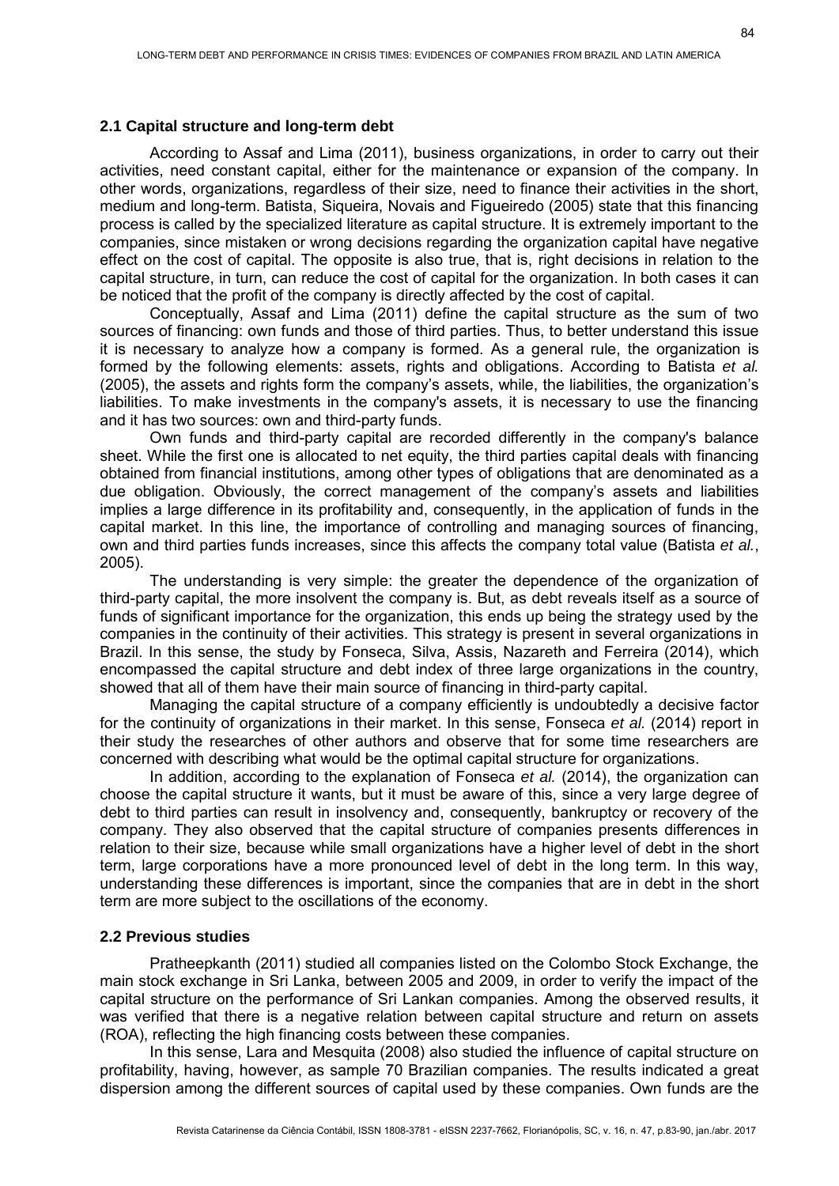### 2.1 Capital structure and long-term debt

According to Assaf and Lima (2011), business organizations, in order to carry out their activities, need constant capital, either for the maintenance or expansion of the company. In other words, organizations, regardless of their size, need to finance their activities in the short, medium and long-term. Batista, Siqueira, Novais and Figueiredo (2005) state that this financing process is called by the specialized literature as capital structure. It is extremely important to the companies, since mistaken or wrong decisions regarding the organization capital have negative effect on the cost of capital. The opposite is also true, that is, right decisions in relation to the capital structure, in turn, can reduce the cost of capital for the organization. In both cases it can be noticed that the profit of the company is directly affected by the cost of capital.

Conceptually, Assaf and Lima (2011) define the capital structure as the sum of two sources of financing: own funds and those of third parties. Thus, to better understand this issue it is necessary to analyze how a company is formed. As a general rule, the organization is formed by the following elements: assets, rights and obligations. According to Batista *et al.* (2005), the assets and rights form the company's assets, while, the liabilities, the organization's liabilities. To make investments in the company's assets, it is necessary to use the financing and it has two sources: own and third-party funds.

Own funds and third-party capital are recorded differently in the company's balance sheet. While the first one is allocated to net equity, the third parties capital deals with financing obtained from financial institutions, among other types of obligations that are denominated as a due obligation. Obviously, the correct management of the company's assets and liabilities implies a large difference in its profitability and, consequently, in the application of funds in the capital market. In this line, the importance of controlling and managing sources of financing, own and third parties funds increases, since this affects the company total value (Batista *et al.*, 2005).

The understanding is very simple: the greater the dependence of the organization of third-party capital, the more insolvent the company is. But, as debt reveals itself as a source of funds of significant importance for the organization, this ends up being the strategy used by the companies in the continuity of their activities. This strategy is present in several organizations in Brazil. In this sense, the study by Fonseca, Silva, Assis, Nazareth and Ferreira (2014), which encompassed the capital structure and debt index of three large organizations in the country, showed that all of them have their main source of financing in third-party capital.

Managing the capital structure of a company efficiently is undoubtedly a decisive factor for the continuity of organizations in their market. In this sense, Fonseca *et al.* (2014) report in their study the researches of other authors and observe that for some time researchers are concerned with describing what would be the optimal capital structure for organizations.

In addition, according to the explanation of Fonseca *et al.* (2014), the organization can choose the capital structure it wants, but it must be aware of this, since a very large degree of debt to third parties can result in insolvency and, consequently, bankruptcy or recovery of the company. They also observed that the capital structure of companies presents differences in relation to their size, because while small organizations have a higher level of debt in the short term, large corporations have a more pronounced level of debt in the long term. In this way, understanding these differences is important, since the companies that are in debt in the short term are more subject to the oscillations of the economy.

### 2.2 Previous studies

Pratheepkanth (2011) studied all companies listed on the Colombo Stock Exchange, the main stock exchange in Sri Lanka, between 2005 and 2009, in order to verify the impact of the capital structure on the performance of Sri Lankan companies. Among the observed results, it was verified that there is a negative relation between capital structure and return on assets (ROA), reflecting the high financing costs between these companies.

In this sense, Lara and Mesquita (2008) also studied the influence of capital structure on profitability, having, however, as sample 70 Brazilian companies. The results indicated a great dispersion among the different sources of capital used by these companies. Own funds are the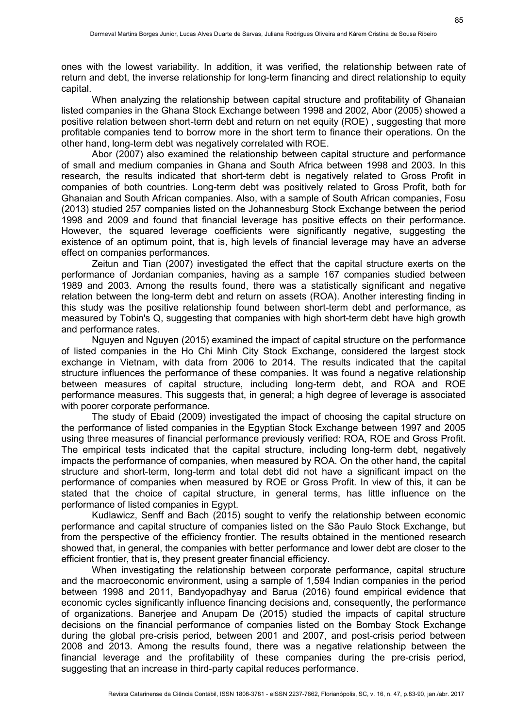ones with the lowest variability. In addition, it was verified, the relationship between rate of return and debt, the inverse relationship for long-term financing and direct relationship to equity capital.

When analyzing the relationship between capital structure and profitability of Ghanaian listed companies in the Ghana Stock Exchange between 1998 and 2002, Abor (2005) showed a positive relation between short-term debt and return on net equity (ROE) , suggesting that more profitable companies tend to borrow more in the short term to finance their operations. On the other hand, long-term debt was negatively correlated with ROE.

Abor (2007) also examined the relationship between capital structure and performance of small and medium companies in Ghana and South Africa between 1998 and 2003. In this research, the results indicated that short-term debt is negatively related to Gross Profit in companies of both countries. Long-term debt was positively related to Gross Profit, both for Ghanaian and South African companies. Also, with a sample of South African companies, Fosu (2013) studied 257 companies listed on the Johannesburg Stock Exchange between the period 1998 and 2009 and found that financial leverage has positive effects on their performance. However, the squared leverage coefficients were significantly negative, suggesting the existence of an optimum point, that is, high levels of financial leverage may have an adverse effect on companies performances.

Zeitun and Tian (2007) investigated the effect that the capital structure exerts on the performance of Jordanian companies, having as a sample 167 companies studied between 1989 and 2003. Among the results found, there was a statistically significant and negative relation between the long-term debt and return on assets (ROA). Another interesting finding in this study was the positive relationship found between short-term debt and performance, as measured by Tobin's Q, suggesting that companies with high short-term debt have high growth and performance rates.

Nguyen and Nguyen (2015) examined the impact of capital structure on the performance of listed companies in the Ho Chi Minh City Stock Exchange, considered the largest stock exchange in Vietnam, with data from 2006 to 2014. The results indicated that the capital structure influences the performance of these companies. It was found a negative relationship between measures of capital structure, including long-term debt, and ROA and ROE performance measures. This suggests that, in general; a high degree of leverage is associated with poorer corporate performance.

The study of Ebaid (2009) investigated the impact of choosing the capital structure on the performance of listed companies in the Egyptian Stock Exchange between 1997 and 2005 using three measures of financial performance previously verified: ROA, ROE and Gross Profit. The empirical tests indicated that the capital structure, including long-term debt, negatively impacts the performance of companies, when measured by ROA. On the other hand, the capital structure and short-term, long-term and total debt did not have a significant impact on the performance of companies when measured by ROE or Gross Profit. In view of this, it can be stated that the choice of capital structure, in general terms, has little influence on the performance of listed companies in Egypt.

Kudlawicz, Senff and Bach (2015) sought to verify the relationship between economic performance and capital structure of companies listed on the São Paulo Stock Exchange, but from the perspective of the efficiency frontier. The results obtained in the mentioned research showed that, in general, the companies with better performance and lower debt are closer to the efficient frontier, that is, they present greater financial efficiency.

When investigating the relationship between corporate performance, capital structure and the macroeconomic environment, using a sample of 1,594 Indian companies in the period between 1998 and 2011, Bandyopadhyay and Barua (2016) found empirical evidence that economic cycles significantly influence financing decisions and, consequently, the performance of organizations. Banerjee and Anupam De (2015) studied the impacts of capital structure decisions on the financial performance of companies listed on the Bombay Stock Exchange during the global pre-crisis period, between 2001 and 2007, and post-crisis period between 2008 and 2013. Among the results found, there was a negative relationship between the financial leverage and the profitability of these companies during the pre-crisis period, suggesting that an increase in third-party capital reduces performance.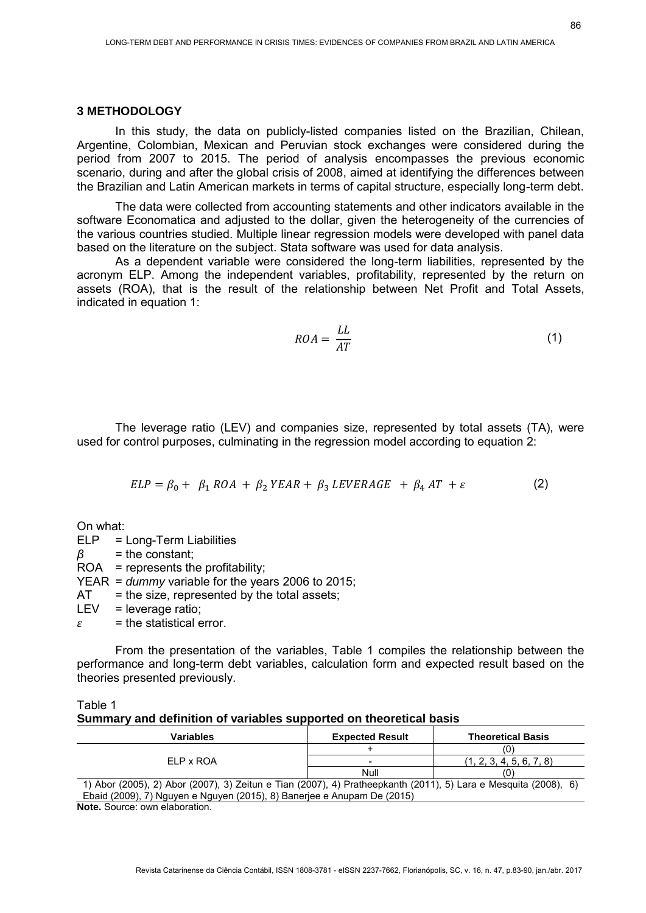## 3 METHODOLOGY

In this study, the data on publicly-listed companies listed on the Brazilian, Chilean, Argentine, Colombian, Mexican and Peruvian stock exchanges were considered during the period from 2007 to 2015. The period of analysis encompasses the previous economic scenario, during and after the global crisis of 2008, aimed at identifying the differences between the Brazilian and Latin American markets in terms of capital structure, especially long-term debt.

The data were collected from accounting statements and other indicators available in the software Economatica and adjusted to the dollar, given the heterogeneity of the currencies of the various countries studied. Multiple linear regression models were developed with panel data based on the literature on the subject. Stata software was used for data analysis.

As a dependent variable were considered the long-term liabilities, represented by the acronym ELP. Among the independent variables, profitability, represented by the return on assets (ROA), that is the result of the relationship between Net Profit and Total Assets, indicated in equation 1:

$$ROA = \frac{LL}{AT} \tag{1}$$

The leverage ratio (LEV) and companies size, represented by total assets (TA), were used for control purposes, culminating in the regression model according to equation 2:

$$ELP = \beta_0 + \beta_1 \, ROA + \beta_2 \, YEAR + \beta_3 \, LEVERAGE + \beta_4 \, AT + \varepsilon \tag{2}$$

On what:

- ELP = Long-Term Liabilities
- $\beta$ = the constant;
- ROA = represents the profitability;
- YEAR = *dummy* variable for the years 2006 to 2015;
- AT = the size, represented by the total assets;
- LEV = leverage ratio;
- $\varepsilon$ = the statistical error.

From the presentation of the variables, Table 1 compiles the relationship between the performance and long-term debt variables, calculation form and expected result based on the theories presented previously.

Table 1
**Summary and definition of variables supported on theoretical basis**

| Variables | Expected Result | Theoretical Basis |
|---|---|---|
| ELP x ROA | + | (0) |
| | - | (1, 2, 3, 4, 5, 6, 7, 8) |
| | Null | (0) |

1) Abor (2005), 2) Abor (2007), 3) Zeitun e Tian (2007), 4) Pratheepkanth (2011), 5) Lara e Mesquita (2008), 6) Ebaid (2009), 7) Nguyen e Nguyen (2015), 8) Banerjee e Anupam De (2015)

**Note.** Source: own elaboration.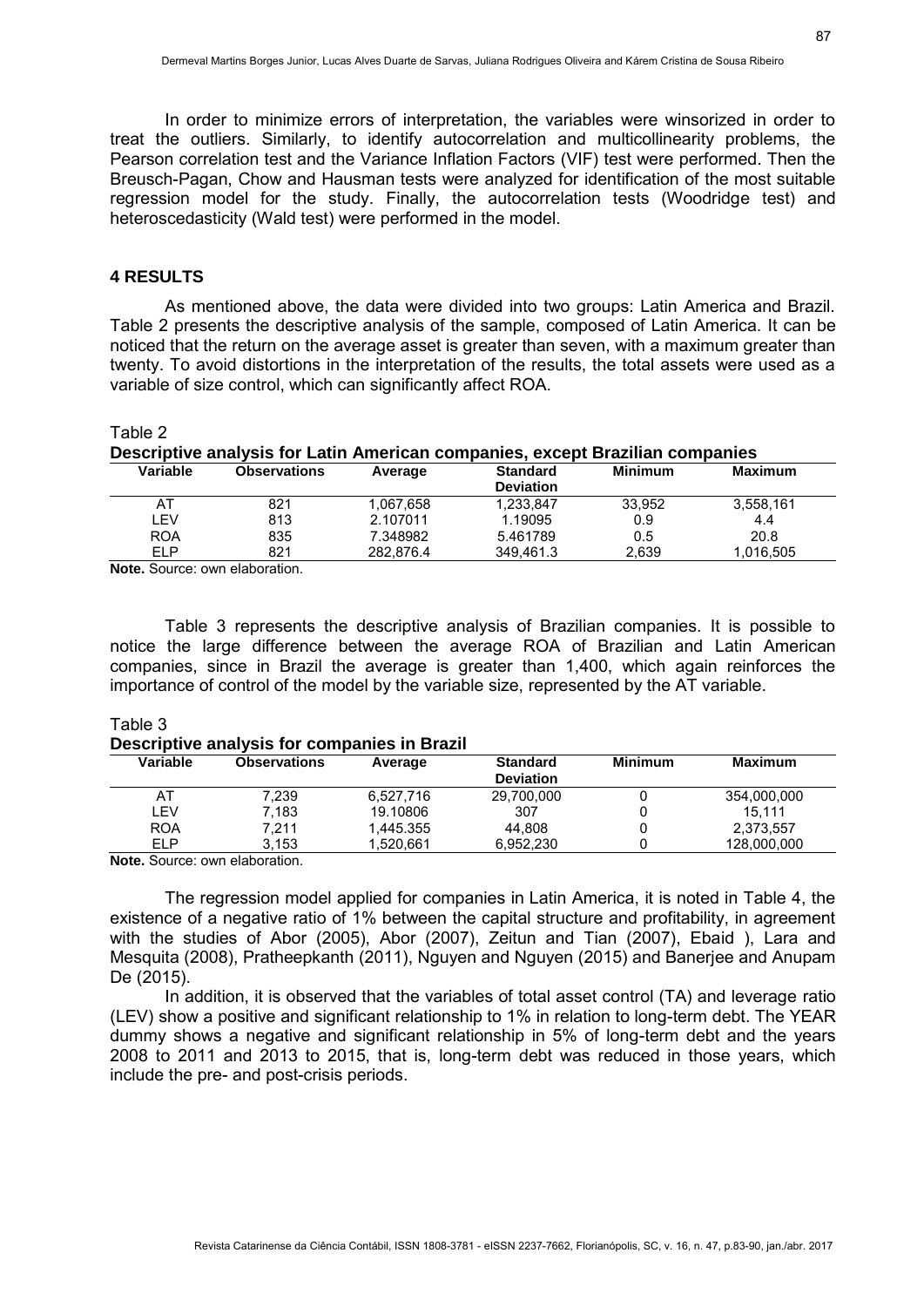In order to minimize errors of interpretation, the variables were winsorized in order to treat the outliers. Similarly, to identify autocorrelation and multicollinearity problems, the Pearson correlation test and the Variance Inflation Factors (VIF) test were performed. Then the Breusch-Pagan, Chow and Hausman tests were analyzed for identification of the most suitable regression model for the study. Finally, the autocorrelation tests (Woodridge test) and heteroscedasticity (Wald test) were performed in the model.

## 4 RESULTS

As mentioned above, the data were divided into two groups: Latin America and Brazil. Table 2 presents the descriptive analysis of the sample, composed of Latin America. It can be noticed that the return on the average asset is greater than seven, with a maximum greater than twenty. To avoid distortions in the interpretation of the results, the total assets were used as a variable of size control, which can significantly affect ROA.

Table 2
**Descriptive analysis for Latin American companies, except Brazilian companies**

| Variable | Observations | Average | Standard Deviation | Minimum | Maximum |
|---|---|---|---|---|---|
| AT | 821 | 1,067,658 | 1,233,847 | 33,952 | 3,558,161 |
| LEV | 813 | 2.107011 | 1.19095 | 0.9 | 4.4 |
| ROA | 835 | 7.348982 | 5.461789 | 0.5 | 20.8 |
| ELP | 821 | 282,876.4 | 349,461.3 | 2,639 | 1,016,505 |

**Note.** Source: own elaboration.

Table 3 represents the descriptive analysis of Brazilian companies. It is possible to notice the large difference between the average ROA of Brazilian and Latin American companies, since in Brazil the average is greater than 1,400, which again reinforces the importance of control of the model by the variable size, represented by the AT variable.

Table 3
**Descriptive analysis for companies in Brazil**

| Variable | Observations | Average | Standard Deviation | Minimum | Maximum |
|---|---|---|---|---|---|
| AT | 7,239 | 6,527,716 | 29,700,000 | 0 | 354,000,000 |
| LEV | 7,183 | 19.10806 | 307 | 0 | 15,111 |
| ROA | 7,211 | 1,445.355 | 44,808 | 0 | 2,373,557 |
| ELP | 3,153 | 1,520,661 | 6,952,230 | 0 | 128,000,000 |

**Note.** Source: own elaboration.

The regression model applied for companies in Latin America, it is noted in Table 4, the existence of a negative ratio of 1% between the capital structure and profitability, in agreement with the studies of Abor (2005), Abor (2007), Zeitun and Tian (2007), Ebaid ), Lara and Mesquita (2008), Pratheepkanth (2011), Nguyen and Nguyen (2015) and Banerjee and Anupam De (2015).

In addition, it is observed that the variables of total asset control (TA) and leverage ratio (LEV) show a positive and significant relationship to 1% in relation to long-term debt. The YEAR dummy shows a negative and significant relationship in 5% of long-term debt and the years 2008 to 2011 and 2013 to 2015, that is, long-term debt was reduced in those years, which include the pre- and post-crisis periods.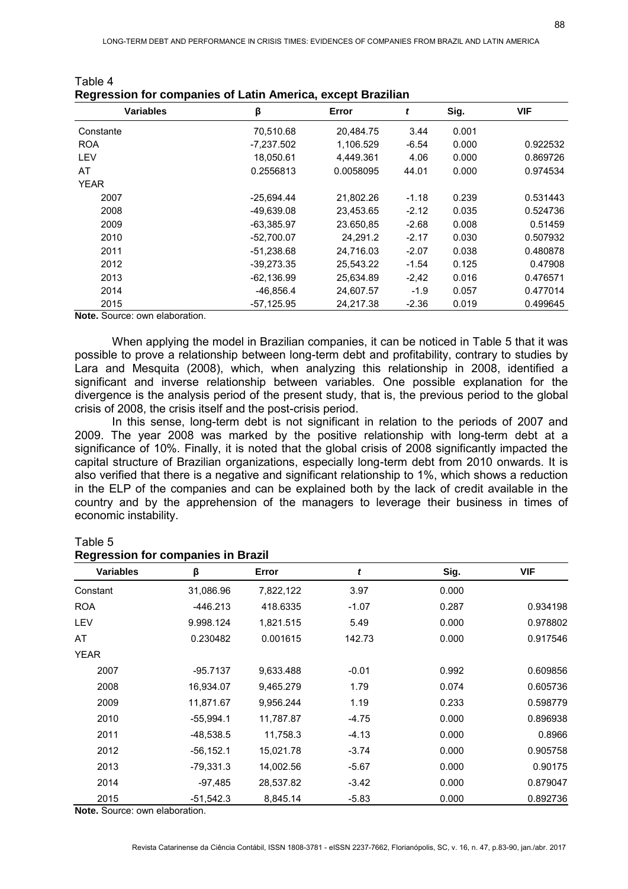Table 4
**Regression for companies of Latin America, except Brazilian**

| Variables | β | Error | *t* | Sig. | VIF |
|---|---|---|---|---|---|
| Constante | 70,510.68 | 20,484.75 | 3.44 | 0.001 | |
| ROA | -7,237.502 | 1,106.529 | -6.54 | 0.000 | 0.922532 |
| LEV | 18,050.61 | 4,449.361 | 4.06 | 0.000 | 0.869726 |
| AT | 0.2556813 | 0.0058095 | 44.01 | 0.000 | 0.974534 |
| YEAR | | | | | |
| 2007 | -25,694.44 | 21,802.26 | -1.18 | 0.239 | 0.531443 |
| 2008 | -49,639.08 | 23,453.65 | -2.12 | 0.035 | 0.524736 |
| 2009 | -63,385.97 | 23.650,85 | -2.68 | 0.008 | 0.51459 |
| 2010 | -52,700.07 | 24,291.2 | -2.17 | 0.030 | 0.507932 |
| 2011 | -51,238.68 | 24,716.03 | -2.07 | 0.038 | 0.480878 |
| 2012 | -39,273.35 | 25,543.22 | -1.54 | 0.125 | 0.47908 |
| 2013 | -62,136.99 | 25,634.89 | -2,42 | 0.016 | 0.476571 |
| 2014 | -46,856.4 | 24,607.57 | -1.9 | 0.057 | 0.477014 |
| 2015 | -57,125.95 | 24,217.38 | -2.36 | 0.019 | 0.499645 |

**Note.** Source: own elaboration.

When applying the model in Brazilian companies, it can be noticed in Table 5 that it was possible to prove a relationship between long-term debt and profitability, contrary to studies by Lara and Mesquita (2008), which, when analyzing this relationship in 2008, identified a significant and inverse relationship between variables. One possible explanation for the divergence is the analysis period of the present study, that is, the previous period to the global crisis of 2008, the crisis itself and the post-crisis period.

In this sense, long-term debt is not significant in relation to the periods of 2007 and 2009. The year 2008 was marked by the positive relationship with long-term debt at a significance of 10%. Finally, it is noted that the global crisis of 2008 significantly impacted the capital structure of Brazilian organizations, especially long-term debt from 2010 onwards. It is also verified that there is a negative and significant relationship to 1%, which shows a reduction in the ELP of the companies and can be explained both by the lack of credit available in the country and by the apprehension of the managers to leverage their business in times of economic instability.

Table 5
**Regression for companies in Brazil**

| Variables | β | Error | *t* | Sig. | VIF |
|---|---|---|---|---|---|
| Constant | 31,086.96 | 7,822,122 | 3.97 | 0.000 | |
| ROA | -446.213 | 418.6335 | -1.07 | 0.287 | 0.934198 |
| LEV | 9.998.124 | 1,821.515 | 5.49 | 0.000 | 0.978802 |
| AT | 0.230482 | 0.001615 | 142.73 | 0.000 | 0.917546 |
| YEAR | | | | | |
| 2007 | -95.7137 | 9,633.488 | -0.01 | 0.992 | 0.609856 |
| 2008 | 16,934.07 | 9,465.279 | 1.79 | 0.074 | 0.605736 |
| 2009 | 11,871.67 | 9,956.244 | 1.19 | 0.233 | 0.598779 |
| 2010 | -55,994.1 | 11,787.87 | -4.75 | 0.000 | 0.896938 |
| 2011 | -48,538.5 | 11,758.3 | -4.13 | 0.000 | 0.8966 |
| 2012 | -56,152.1 | 15,021.78 | -3.74 | 0.000 | 0.905758 |
| 2013 | -79,331.3 | 14,002.56 | -5.67 | 0.000 | 0.90175 |
| 2014 | -97,485 | 28,537.82 | -3.42 | 0.000 | 0.879047 |
| 2015 | -51,542.3 | 8,845.14 | -5.83 | 0.000 | 0.892736 |

**Note.** Source: own elaboration.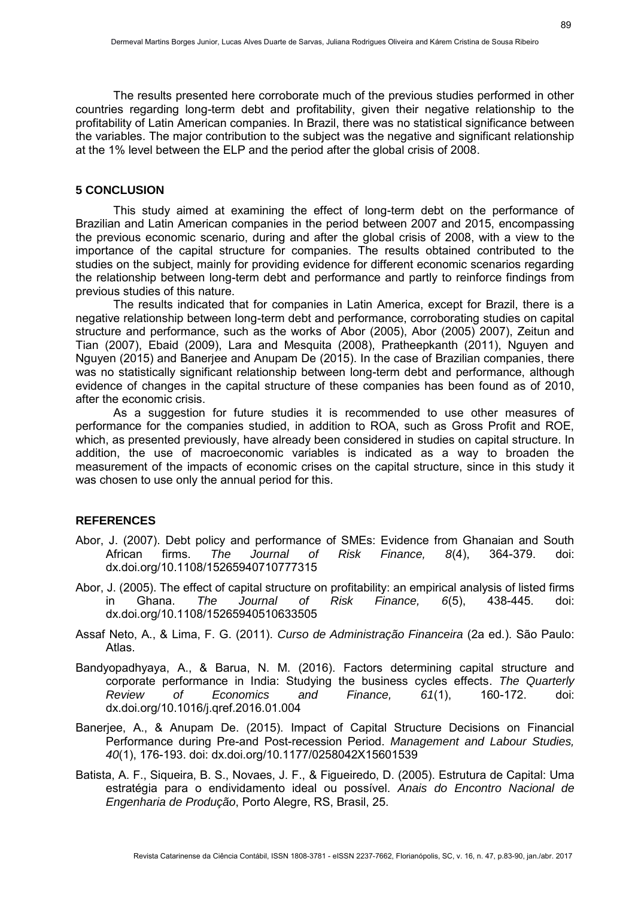The results presented here corroborate much of the previous studies performed in other countries regarding long-term debt and profitability, given their negative relationship to the profitability of Latin American companies. In Brazil, there was no statistical significance between the variables. The major contribution to the subject was the negative and significant relationship at the 1% level between the ELP and the period after the global crisis of 2008.

## 5 CONCLUSION

This study aimed at examining the effect of long-term debt on the performance of Brazilian and Latin American companies in the period between 2007 and 2015, encompassing the previous economic scenario, during and after the global crisis of 2008, with a view to the importance of the capital structure for companies. The results obtained contributed to the studies on the subject, mainly for providing evidence for different economic scenarios regarding the relationship between long-term debt and performance and partly to reinforce findings from previous studies of this nature.

The results indicated that for companies in Latin America, except for Brazil, there is a negative relationship between long-term debt and performance, corroborating studies on capital structure and performance, such as the works of Abor (2005), Abor (2005) 2007), Zeitun and Tian (2007), Ebaid (2009), Lara and Mesquita (2008), Pratheepkanth (2011), Nguyen and Nguyen (2015) and Banerjee and Anupam De (2015). In the case of Brazilian companies, there was no statistically significant relationship between long-term debt and performance, although evidence of changes in the capital structure of these companies has been found as of 2010, after the economic crisis.

As a suggestion for future studies it is recommended to use other measures of performance for the companies studied, in addition to ROA, such as Gross Profit and ROE, which, as presented previously, have already been considered in studies on capital structure. In addition, the use of macroeconomic variables is indicated as a way to broaden the measurement of the impacts of economic crises on the capital structure, since in this study it was chosen to use only the annual period for this.

## REFERENCES

Abor, J. (2007). Debt policy and performance of SMEs: Evidence from Ghanaian and South African firms. *The Journal of Risk Finance, 8*(4), 364-379. doi: dx.doi.org/10.1108/15265940710777315

Abor, J. (2005). The effect of capital structure on profitability: an empirical analysis of listed firms in Ghana. *The Journal of Risk Finance, 6*(5), 438-445. doi: dx.doi.org/10.1108/15265940510633505

Assaf Neto, A., & Lima, F. G. (2011). *Curso de Administração Financeira* (2a ed.). São Paulo: Atlas.

Bandyopadhyaya, A., & Barua, N. M. (2016). Factors determining capital structure and corporate performance in India: Studying the business cycles effects. *The Quarterly Review of Economics and Finance, 61*(1), 160-172. doi: dx.doi.org/10.1016/j.qref.2016.01.004

Banerjee, A., & Anupam De. (2015). Impact of Capital Structure Decisions on Financial Performance during Pre-and Post-recession Period. *Management and Labour Studies, 40*(1), 176-193. doi: dx.doi.org/10.1177/0258042X15601539

Batista, A. F., Siqueira, B. S., Novaes, J. F., & Figueiredo, D. (2005). Estrutura de Capital: Uma estratégia para o endividamento ideal ou possível. *Anais do Encontro Nacional de Engenharia de Produção*, Porto Alegre, RS, Brasil, 25.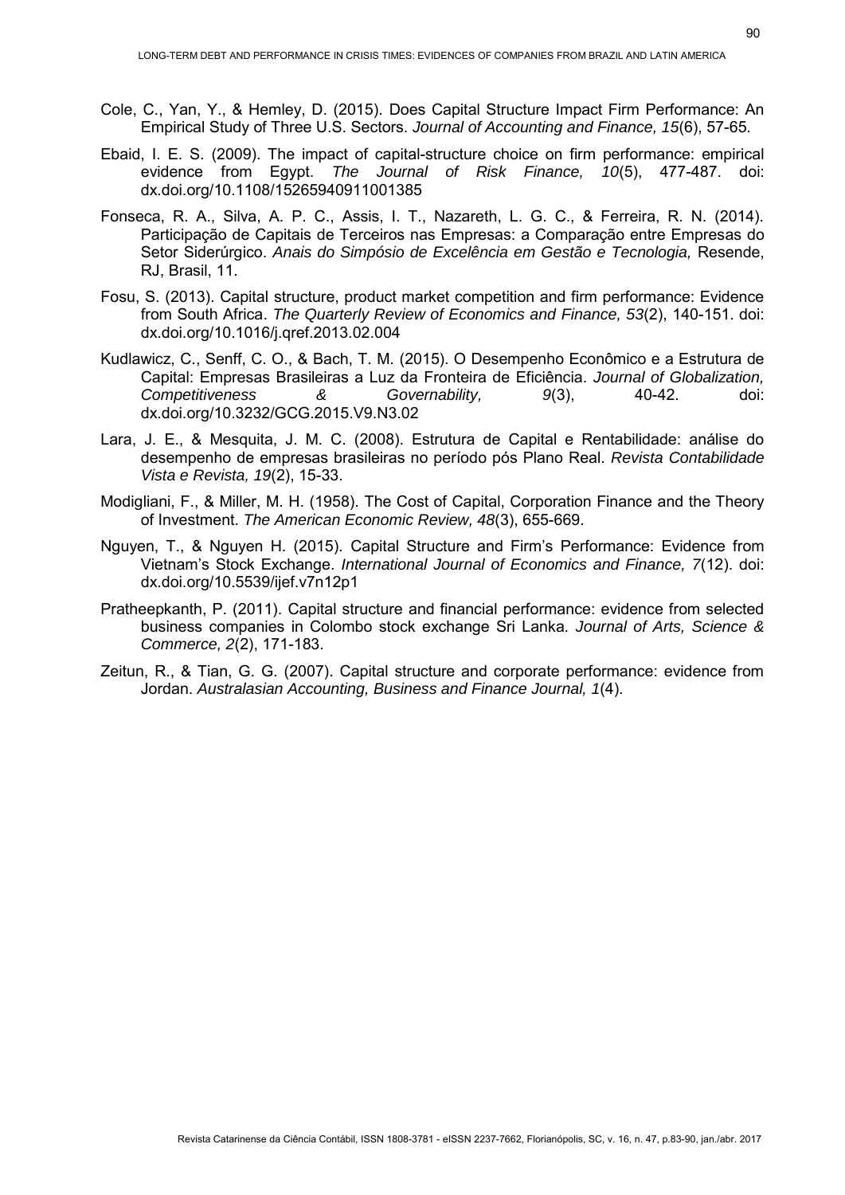Cole, C., Yan, Y., & Hemley, D. (2015). Does Capital Structure Impact Firm Performance: An Empirical Study of Three U.S. Sectors. *Journal of Accounting and Finance, 15*(6), 57-65.

Ebaid, I. E. S. (2009). The impact of capital-structure choice on firm performance: empirical evidence from Egypt. *The Journal of Risk Finance, 10*(5), 477-487. doi: dx.doi.org/10.1108/15265940911001385

Fonseca, R. A., Silva, A. P. C., Assis, I. T., Nazareth, L. G. C., & Ferreira, R. N. (2014). Participação de Capitais de Terceiros nas Empresas: a Comparação entre Empresas do Setor Siderúrgico. *Anais do Simpósio de Excelência em Gestão e Tecnologia,* Resende, RJ, Brasil, 11.

Fosu, S. (2013). Capital structure, product market competition and firm performance: Evidence from South Africa. *The Quarterly Review of Economics and Finance, 53*(2), 140-151. doi: dx.doi.org/10.1016/j.qref.2013.02.004

Kudlawicz, C., Senff, C. O., & Bach, T. M. (2015). O Desempenho Econômico e a Estrutura de Capital: Empresas Brasileiras a Luz da Fronteira de Eficiência. *Journal of Globalization, Competitiveness & Governability, 9*(3), 40-42. doi: dx.doi.org/10.3232/GCG.2015.V9.N3.02

Lara, J. E., & Mesquita, J. M. C. (2008). Estrutura de Capital e Rentabilidade: análise do desempenho de empresas brasileiras no período pós Plano Real. *Revista Contabilidade Vista e Revista, 19*(2), 15-33.

Modigliani, F., & Miller, M. H. (1958). The Cost of Capital, Corporation Finance and the Theory of Investment. *The American Economic Review, 48*(3), 655-669.

Nguyen, T., & Nguyen H. (2015). Capital Structure and Firm's Performance: Evidence from Vietnam's Stock Exchange. *International Journal of Economics and Finance, 7*(12). doi: dx.doi.org/10.5539/ijef.v7n12p1

Pratheepkanth, P. (2011). Capital structure and financial performance: evidence from selected business companies in Colombo stock exchange Sri Lanka. *Journal of Arts, Science & Commerce, 2*(2), 171-183.

Zeitun, R., & Tian, G. G. (2007). Capital structure and corporate performance: evidence from Jordan. *Australasian Accounting, Business and Finance Journal, 1*(4).